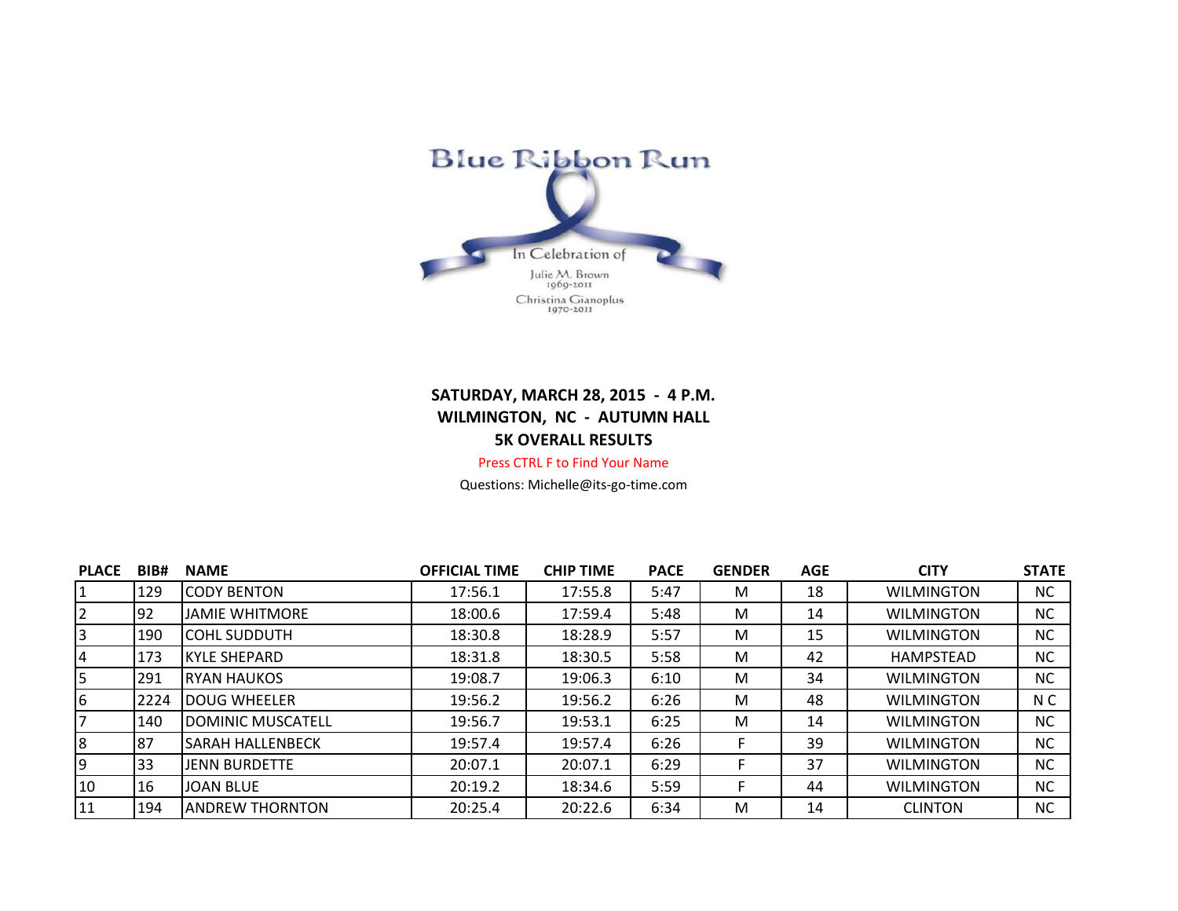Blue Ribbon Run

In Celebration of

Julie M. Brown
1969-2011

Christina Gianoplus
1970-2011

**SATURDAY, MARCH 28, 2015 - 4 P.M.**
**WILMINGTON, NC - AUTUMN HALL**
**5K OVERALL RESULTS**

Press CTRL F to Find Your Name

Questions: Michelle@its-go-time.com

| PLACE | BIB# | NAME | OFFICIAL TIME | CHIP TIME | PACE | GENDER | AGE | CITY | STATE |
|---|---|---|---|---|---|---|---|---|---|
| 1 | 129 | CODY BENTON | 17:56.1 | 17:55.8 | 5:47 | M | 18 | WILMINGTON | NC |
| 2 | 92 | JAMIE WHITMORE | 18:00.6 | 17:59.4 | 5:48 | M | 14 | WILMINGTON | NC |
| 3 | 190 | COHL SUDDUTH | 18:30.8 | 18:28.9 | 5:57 | M | 15 | WILMINGTON | NC |
| 4 | 173 | KYLE SHEPARD | 18:31.8 | 18:30.5 | 5:58 | M | 42 | HAMPSTEAD | NC |
| 5 | 291 | RYAN HAUKOS | 19:08.7 | 19:06.3 | 6:10 | M | 34 | WILMINGTON | NC |
| 6 | 2224 | DOUG WHEELER | 19:56.2 | 19:56.2 | 6:26 | M | 48 | WILMINGTON | N C |
| 7 | 140 | DOMINIC MUSCATELL | 19:56.7 | 19:53.1 | 6:25 | M | 14 | WILMINGTON | NC |
| 8 | 87 | SARAH HALLENBECK | 19:57.4 | 19:57.4 | 6:26 | F | 39 | WILMINGTON | NC |
| 9 | 33 | JENN BURDETTE | 20:07.1 | 20:07.1 | 6:29 | F | 37 | WILMINGTON | NC |
| 10 | 16 | JOAN BLUE | 20:19.2 | 18:34.6 | 5:59 | F | 44 | WILMINGTON | NC |
| 11 | 194 | ANDREW THORNTON | 20:25.4 | 20:22.6 | 6:34 | M | 14 | CLINTON | NC |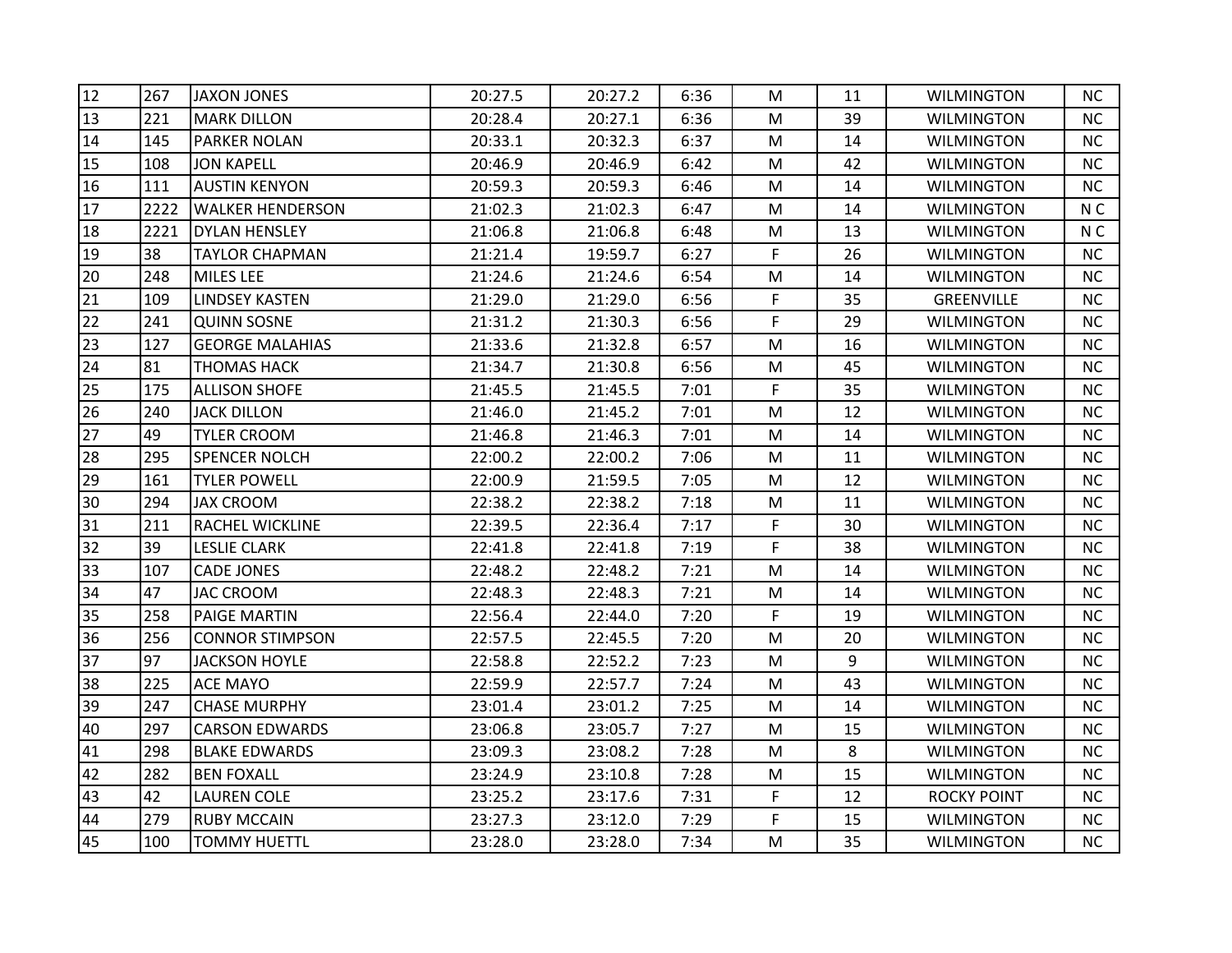| | | | | | | | | | |
|---|---|---|---|---|---|---|---|---|---|
| 12 | 267 | JAXON JONES | 20:27.5 | 20:27.2 | 6:36 | M | 11 | WILMINGTON | NC |
| 13 | 221 | MARK DILLON | 20:28.4 | 20:27.1 | 6:36 | M | 39 | WILMINGTON | NC |
| 14 | 145 | PARKER NOLAN | 20:33.1 | 20:32.3 | 6:37 | M | 14 | WILMINGTON | NC |
| 15 | 108 | JON KAPELL | 20:46.9 | 20:46.9 | 6:42 | M | 42 | WILMINGTON | NC |
| 16 | 111 | AUSTIN KENYON | 20:59.3 | 20:59.3 | 6:46 | M | 14 | WILMINGTON | NC |
| 17 | 2222 | WALKER HENDERSON | 21:02.3 | 21:02.3 | 6:47 | M | 14 | WILMINGTON | N C |
| 18 | 2221 | DYLAN HENSLEY | 21:06.8 | 21:06.8 | 6:48 | M | 13 | WILMINGTON | N C |
| 19 | 38 | TAYLOR CHAPMAN | 21:21.4 | 19:59.7 | 6:27 | F | 26 | WILMINGTON | NC |
| 20 | 248 | MILES LEE | 21:24.6 | 21:24.6 | 6:54 | M | 14 | WILMINGTON | NC |
| 21 | 109 | LINDSEY KASTEN | 21:29.0 | 21:29.0 | 6:56 | F | 35 | GREENVILLE | NC |
| 22 | 241 | QUINN SOSNE | 21:31.2 | 21:30.3 | 6:56 | F | 29 | WILMINGTON | NC |
| 23 | 127 | GEORGE MALAHIAS | 21:33.6 | 21:32.8 | 6:57 | M | 16 | WILMINGTON | NC |
| 24 | 81 | THOMAS HACK | 21:34.7 | 21:30.8 | 6:56 | M | 45 | WILMINGTON | NC |
| 25 | 175 | ALLISON SHOFE | 21:45.5 | 21:45.5 | 7:01 | F | 35 | WILMINGTON | NC |
| 26 | 240 | JACK DILLON | 21:46.0 | 21:45.2 | 7:01 | M | 12 | WILMINGTON | NC |
| 27 | 49 | TYLER CROOM | 21:46.8 | 21:46.3 | 7:01 | M | 14 | WILMINGTON | NC |
| 28 | 295 | SPENCER NOLCH | 22:00.2 | 22:00.2 | 7:06 | M | 11 | WILMINGTON | NC |
| 29 | 161 | TYLER POWELL | 22:00.9 | 21:59.5 | 7:05 | M | 12 | WILMINGTON | NC |
| 30 | 294 | JAX CROOM | 22:38.2 | 22:38.2 | 7:18 | M | 11 | WILMINGTON | NC |
| 31 | 211 | RACHEL WICKLINE | 22:39.5 | 22:36.4 | 7:17 | F | 30 | WILMINGTON | NC |
| 32 | 39 | LESLIE CLARK | 22:41.8 | 22:41.8 | 7:19 | F | 38 | WILMINGTON | NC |
| 33 | 107 | CADE JONES | 22:48.2 | 22:48.2 | 7:21 | M | 14 | WILMINGTON | NC |
| 34 | 47 | JAC CROOM | 22:48.3 | 22:48.3 | 7:21 | M | 14 | WILMINGTON | NC |
| 35 | 258 | PAIGE MARTIN | 22:56.4 | 22:44.0 | 7:20 | F | 19 | WILMINGTON | NC |
| 36 | 256 | CONNOR STIMPSON | 22:57.5 | 22:45.5 | 7:20 | M | 20 | WILMINGTON | NC |
| 37 | 97 | JACKSON HOYLE | 22:58.8 | 22:52.2 | 7:23 | M | 9 | WILMINGTON | NC |
| 38 | 225 | ACE MAYO | 22:59.9 | 22:57.7 | 7:24 | M | 43 | WILMINGTON | NC |
| 39 | 247 | CHASE MURPHY | 23:01.4 | 23:01.2 | 7:25 | M | 14 | WILMINGTON | NC |
| 40 | 297 | CARSON EDWARDS | 23:06.8 | 23:05.7 | 7:27 | M | 15 | WILMINGTON | NC |
| 41 | 298 | BLAKE EDWARDS | 23:09.3 | 23:08.2 | 7:28 | M | 8 | WILMINGTON | NC |
| 42 | 282 | BEN FOXALL | 23:24.9 | 23:10.8 | 7:28 | M | 15 | WILMINGTON | NC |
| 43 | 42 | LAUREN COLE | 23:25.2 | 23:17.6 | 7:31 | F | 12 | ROCKY POINT | NC |
| 44 | 279 | RUBY MCCAIN | 23:27.3 | 23:12.0 | 7:29 | F | 15 | WILMINGTON | NC |
| 45 | 100 | TOMMY HUETTL | 23:28.0 | 23:28.0 | 7:34 | M | 35 | WILMINGTON | NC |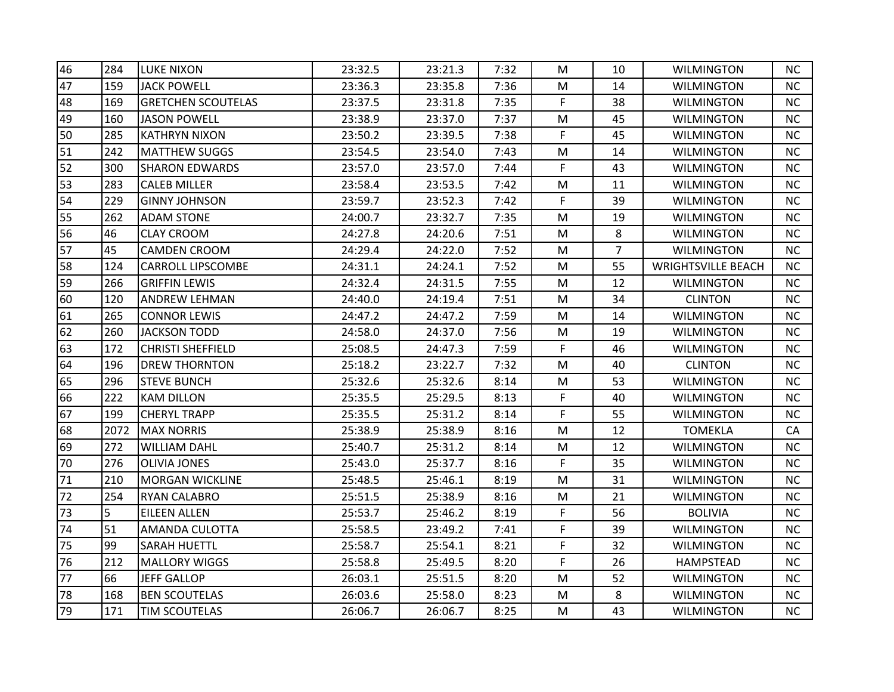| | | | | | | | | | |
|---|---|---|---|---|---|---|---|---|---|
| 46 | 284 | LUKE NIXON | 23:32.5 | 23:21.3 | 7:32 | M | 10 | WILMINGTON | NC |
| 47 | 159 | JACK POWELL | 23:36.3 | 23:35.8 | 7:36 | M | 14 | WILMINGTON | NC |
| 48 | 169 | GRETCHEN SCOUTELAS | 23:37.5 | 23:31.8 | 7:35 | F | 38 | WILMINGTON | NC |
| 49 | 160 | JASON POWELL | 23:38.9 | 23:37.0 | 7:37 | M | 45 | WILMINGTON | NC |
| 50 | 285 | KATHRYN NIXON | 23:50.2 | 23:39.5 | 7:38 | F | 45 | WILMINGTON | NC |
| 51 | 242 | MATTHEW SUGGS | 23:54.5 | 23:54.0 | 7:43 | M | 14 | WILMINGTON | NC |
| 52 | 300 | SHARON EDWARDS | 23:57.0 | 23:57.0 | 7:44 | F | 43 | WILMINGTON | NC |
| 53 | 283 | CALEB MILLER | 23:58.4 | 23:53.5 | 7:42 | M | 11 | WILMINGTON | NC |
| 54 | 229 | GINNY JOHNSON | 23:59.7 | 23:52.3 | 7:42 | F | 39 | WILMINGTON | NC |
| 55 | 262 | ADAM STONE | 24:00.7 | 23:32.7 | 7:35 | M | 19 | WILMINGTON | NC |
| 56 | 46 | CLAY CROOM | 24:27.8 | 24:20.6 | 7:51 | M | 8 | WILMINGTON | NC |
| 57 | 45 | CAMDEN CROOM | 24:29.4 | 24:22.0 | 7:52 | M | 7 | WILMINGTON | NC |
| 58 | 124 | CARROLL LIPSCOMBE | 24:31.1 | 24:24.1 | 7:52 | M | 55 | WRIGHTSVILLE BEACH | NC |
| 59 | 266 | GRIFFIN LEWIS | 24:32.4 | 24:31.5 | 7:55 | M | 12 | WILMINGTON | NC |
| 60 | 120 | ANDREW LEHMAN | 24:40.0 | 24:19.4 | 7:51 | M | 34 | CLINTON | NC |
| 61 | 265 | CONNOR LEWIS | 24:47.2 | 24:47.2 | 7:59 | M | 14 | WILMINGTON | NC |
| 62 | 260 | JACKSON TODD | 24:58.0 | 24:37.0 | 7:56 | M | 19 | WILMINGTON | NC |
| 63 | 172 | CHRISTI SHEFFIELD | 25:08.5 | 24:47.3 | 7:59 | F | 46 | WILMINGTON | NC |
| 64 | 196 | DREW THORNTON | 25:18.2 | 23:22.7 | 7:32 | M | 40 | CLINTON | NC |
| 65 | 296 | STEVE BUNCH | 25:32.6 | 25:32.6 | 8:14 | M | 53 | WILMINGTON | NC |
| 66 | 222 | KAM DILLON | 25:35.5 | 25:29.5 | 8:13 | F | 40 | WILMINGTON | NC |
| 67 | 199 | CHERYL TRAPP | 25:35.5 | 25:31.2 | 8:14 | F | 55 | WILMINGTON | NC |
| 68 | 2072 | MAX NORRIS | 25:38.9 | 25:38.9 | 8:16 | M | 12 | TOMEKLA | CA |
| 69 | 272 | WILLIAM DAHL | 25:40.7 | 25:31.2 | 8:14 | M | 12 | WILMINGTON | NC |
| 70 | 276 | OLIVIA JONES | 25:43.0 | 25:37.7 | 8:16 | F | 35 | WILMINGTON | NC |
| 71 | 210 | MORGAN WICKLINE | 25:48.5 | 25:46.1 | 8:19 | M | 31 | WILMINGTON | NC |
| 72 | 254 | RYAN CALABRO | 25:51.5 | 25:38.9 | 8:16 | M | 21 | WILMINGTON | NC |
| 73 | 5 | EILEEN ALLEN | 25:53.7 | 25:46.2 | 8:19 | F | 56 | BOLIVIA | NC |
| 74 | 51 | AMANDA CULOTTA | 25:58.5 | 23:49.2 | 7:41 | F | 39 | WILMINGTON | NC |
| 75 | 99 | SARAH HUETTL | 25:58.7 | 25:54.1 | 8:21 | F | 32 | WILMINGTON | NC |
| 76 | 212 | MALLORY WIGGS | 25:58.8 | 25:49.5 | 8:20 | F | 26 | HAMPSTEAD | NC |
| 77 | 66 | JEFF GALLOP | 26:03.1 | 25:51.5 | 8:20 | M | 52 | WILMINGTON | NC |
| 78 | 168 | BEN SCOUTELAS | 26:03.6 | 25:58.0 | 8:23 | M | 8 | WILMINGTON | NC |
| 79 | 171 | TIM SCOUTELAS | 26:06.7 | 26:06.7 | 8:25 | M | 43 | WILMINGTON | NC |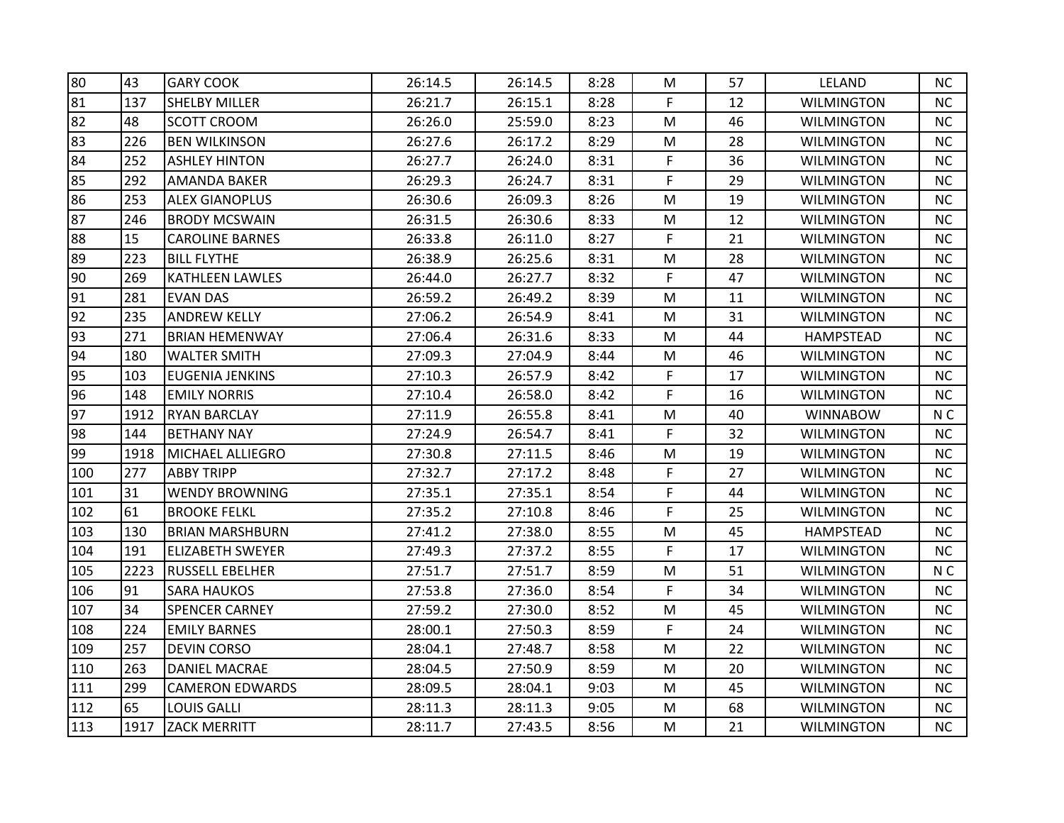| | | | | | | | | | |
|---|---|---|---|---|---|---|---|---|---|
| 80 | 43 | GARY COOK | 26:14.5 | 26:14.5 | 8:28 | M | 57 | LELAND | NC |
| 81 | 137 | SHELBY MILLER | 26:21.7 | 26:15.1 | 8:28 | F | 12 | WILMINGTON | NC |
| 82 | 48 | SCOTT CROOM | 26:26.0 | 25:59.0 | 8:23 | M | 46 | WILMINGTON | NC |
| 83 | 226 | BEN WILKINSON | 26:27.6 | 26:17.2 | 8:29 | M | 28 | WILMINGTON | NC |
| 84 | 252 | ASHLEY HINTON | 26:27.7 | 26:24.0 | 8:31 | F | 36 | WILMINGTON | NC |
| 85 | 292 | AMANDA BAKER | 26:29.3 | 26:24.7 | 8:31 | F | 29 | WILMINGTON | NC |
| 86 | 253 | ALEX GIANOPLUS | 26:30.6 | 26:09.3 | 8:26 | M | 19 | WILMINGTON | NC |
| 87 | 246 | BRODY MCSWAIN | 26:31.5 | 26:30.6 | 8:33 | M | 12 | WILMINGTON | NC |
| 88 | 15 | CAROLINE BARNES | 26:33.8 | 26:11.0 | 8:27 | F | 21 | WILMINGTON | NC |
| 89 | 223 | BILL FLYTHE | 26:38.9 | 26:25.6 | 8:31 | M | 28 | WILMINGTON | NC |
| 90 | 269 | KATHLEEN LAWLES | 26:44.0 | 26:27.7 | 8:32 | F | 47 | WILMINGTON | NC |
| 91 | 281 | EVAN DAS | 26:59.2 | 26:49.2 | 8:39 | M | 11 | WILMINGTON | NC |
| 92 | 235 | ANDREW KELLY | 27:06.2 | 26:54.9 | 8:41 | M | 31 | WILMINGTON | NC |
| 93 | 271 | BRIAN HEMENWAY | 27:06.4 | 26:31.6 | 8:33 | M | 44 | HAMPSTEAD | NC |
| 94 | 180 | WALTER SMITH | 27:09.3 | 27:04.9 | 8:44 | M | 46 | WILMINGTON | NC |
| 95 | 103 | EUGENIA JENKINS | 27:10.3 | 26:57.9 | 8:42 | F | 17 | WILMINGTON | NC |
| 96 | 148 | EMILY NORRIS | 27:10.4 | 26:58.0 | 8:42 | F | 16 | WILMINGTON | NC |
| 97 | 1912 | RYAN BARCLAY | 27:11.9 | 26:55.8 | 8:41 | M | 40 | WINNABOW | N C |
| 98 | 144 | BETHANY NAY | 27:24.9 | 26:54.7 | 8:41 | F | 32 | WILMINGTON | NC |
| 99 | 1918 | MICHAEL ALLIEGRO | 27:30.8 | 27:11.5 | 8:46 | M | 19 | WILMINGTON | NC |
| 100 | 277 | ABBY TRIPP | 27:32.7 | 27:17.2 | 8:48 | F | 27 | WILMINGTON | NC |
| 101 | 31 | WENDY BROWNING | 27:35.1 | 27:35.1 | 8:54 | F | 44 | WILMINGTON | NC |
| 102 | 61 | BROOKE FELKL | 27:35.2 | 27:10.8 | 8:46 | F | 25 | WILMINGTON | NC |
| 103 | 130 | BRIAN MARSHBURN | 27:41.2 | 27:38.0 | 8:55 | M | 45 | HAMPSTEAD | NC |
| 104 | 191 | ELIZABETH SWEYER | 27:49.3 | 27:37.2 | 8:55 | F | 17 | WILMINGTON | NC |
| 105 | 2223 | RUSSELL EBELHER | 27:51.7 | 27:51.7 | 8:59 | M | 51 | WILMINGTON | N C |
| 106 | 91 | SARA HAUKOS | 27:53.8 | 27:36.0 | 8:54 | F | 34 | WILMINGTON | NC |
| 107 | 34 | SPENCER CARNEY | 27:59.2 | 27:30.0 | 8:52 | M | 45 | WILMINGTON | NC |
| 108 | 224 | EMILY BARNES | 28:00.1 | 27:50.3 | 8:59 | F | 24 | WILMINGTON | NC |
| 109 | 257 | DEVIN CORSO | 28:04.1 | 27:48.7 | 8:58 | M | 22 | WILMINGTON | NC |
| 110 | 263 | DANIEL MACRAE | 28:04.5 | 27:50.9 | 8:59 | M | 20 | WILMINGTON | NC |
| 111 | 299 | CAMERON EDWARDS | 28:09.5 | 28:04.1 | 9:03 | M | 45 | WILMINGTON | NC |
| 112 | 65 | LOUIS GALLI | 28:11.3 | 28:11.3 | 9:05 | M | 68 | WILMINGTON | NC |
| 113 | 1917 | ZACK MERRITT | 28:11.7 | 27:43.5 | 8:56 | M | 21 | WILMINGTON | NC |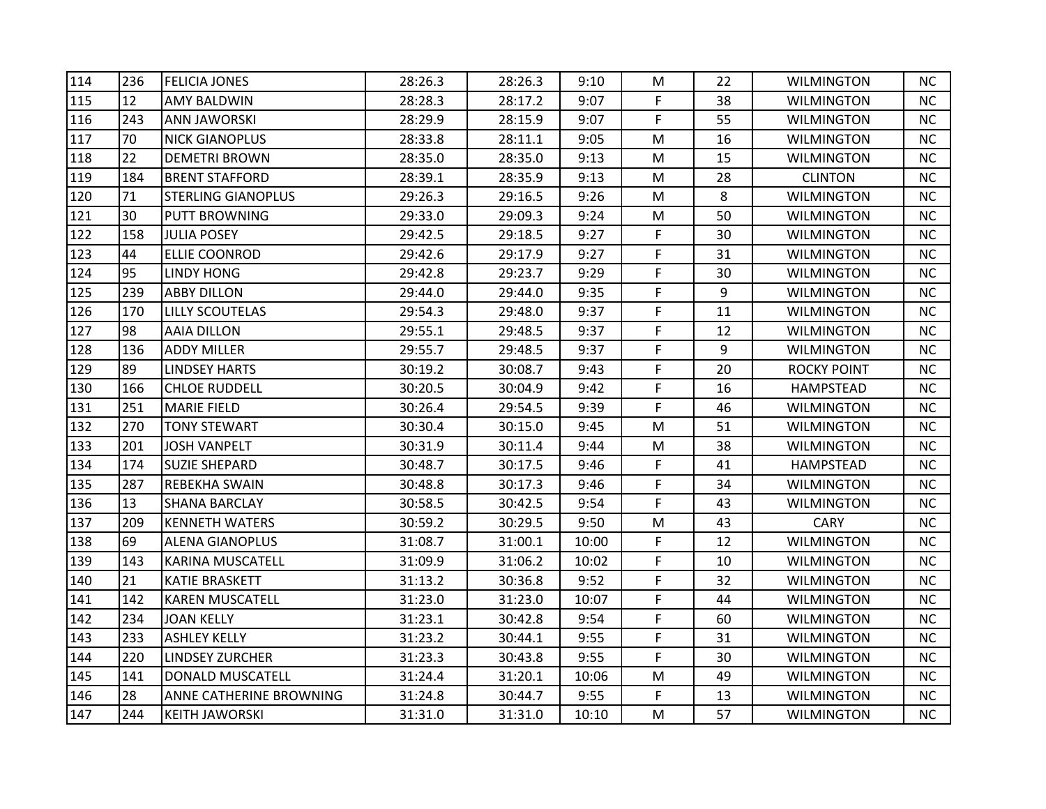| 114 | 236 | FELICIA JONES | 28:26.3 | 28:26.3 | 9:10 | M | 22 | WILMINGTON | NC |
|---|---|---|---|---|---|---|---|---|---|
| 115 | 12 | AMY BALDWIN | 28:28.3 | 28:17.2 | 9:07 | F | 38 | WILMINGTON | NC |
| 116 | 243 | ANN JAWORSKI | 28:29.9 | 28:15.9 | 9:07 | F | 55 | WILMINGTON | NC |
| 117 | 70 | NICK GIANOPLUS | 28:33.8 | 28:11.1 | 9:05 | M | 16 | WILMINGTON | NC |
| 118 | 22 | DEMETRI BROWN | 28:35.0 | 28:35.0 | 9:13 | M | 15 | WILMINGTON | NC |
| 119 | 184 | BRENT STAFFORD | 28:39.1 | 28:35.9 | 9:13 | M | 28 | CLINTON | NC |
| 120 | 71 | STERLING GIANOPLUS | 29:26.3 | 29:16.5 | 9:26 | M | 8 | WILMINGTON | NC |
| 121 | 30 | PUTT BROWNING | 29:33.0 | 29:09.3 | 9:24 | M | 50 | WILMINGTON | NC |
| 122 | 158 | JULIA POSEY | 29:42.5 | 29:18.5 | 9:27 | F | 30 | WILMINGTON | NC |
| 123 | 44 | ELLIE COONROD | 29:42.6 | 29:17.9 | 9:27 | F | 31 | WILMINGTON | NC |
| 124 | 95 | LINDY HONG | 29:42.8 | 29:23.7 | 9:29 | F | 30 | WILMINGTON | NC |
| 125 | 239 | ABBY DILLON | 29:44.0 | 29:44.0 | 9:35 | F | 9 | WILMINGTON | NC |
| 126 | 170 | LILLY SCOUTELAS | 29:54.3 | 29:48.0 | 9:37 | F | 11 | WILMINGTON | NC |
| 127 | 98 | AAIA DILLON | 29:55.1 | 29:48.5 | 9:37 | F | 12 | WILMINGTON | NC |
| 128 | 136 | ADDY MILLER | 29:55.7 | 29:48.5 | 9:37 | F | 9 | WILMINGTON | NC |
| 129 | 89 | LINDSEY HARTS | 30:19.2 | 30:08.7 | 9:43 | F | 20 | ROCKY POINT | NC |
| 130 | 166 | CHLOE RUDDELL | 30:20.5 | 30:04.9 | 9:42 | F | 16 | HAMPSTEAD | NC |
| 131 | 251 | MARIE FIELD | 30:26.4 | 29:54.5 | 9:39 | F | 46 | WILMINGTON | NC |
| 132 | 270 | TONY STEWART | 30:30.4 | 30:15.0 | 9:45 | M | 51 | WILMINGTON | NC |
| 133 | 201 | JOSH VANPELT | 30:31.9 | 30:11.4 | 9:44 | M | 38 | WILMINGTON | NC |
| 134 | 174 | SUZIE SHEPARD | 30:48.7 | 30:17.5 | 9:46 | F | 41 | HAMPSTEAD | NC |
| 135 | 287 | REBEKHA SWAIN | 30:48.8 | 30:17.3 | 9:46 | F | 34 | WILMINGTON | NC |
| 136 | 13 | SHANA BARCLAY | 30:58.5 | 30:42.5 | 9:54 | F | 43 | WILMINGTON | NC |
| 137 | 209 | KENNETH WATERS | 30:59.2 | 30:29.5 | 9:50 | M | 43 | CARY | NC |
| 138 | 69 | ALENA GIANOPLUS | 31:08.7 | 31:00.1 | 10:00 | F | 12 | WILMINGTON | NC |
| 139 | 143 | KARINA MUSCATELL | 31:09.9 | 31:06.2 | 10:02 | F | 10 | WILMINGTON | NC |
| 140 | 21 | KATIE BRASKETT | 31:13.2 | 30:36.8 | 9:52 | F | 32 | WILMINGTON | NC |
| 141 | 142 | KAREN MUSCATELL | 31:23.0 | 31:23.0 | 10:07 | F | 44 | WILMINGTON | NC |
| 142 | 234 | JOAN KELLY | 31:23.1 | 30:42.8 | 9:54 | F | 60 | WILMINGTON | NC |
| 143 | 233 | ASHLEY KELLY | 31:23.2 | 30:44.1 | 9:55 | F | 31 | WILMINGTON | NC |
| 144 | 220 | LINDSEY ZURCHER | 31:23.3 | 30:43.8 | 9:55 | F | 30 | WILMINGTON | NC |
| 145 | 141 | DONALD MUSCATELL | 31:24.4 | 31:20.1 | 10:06 | M | 49 | WILMINGTON | NC |
| 146 | 28 | ANNE CATHERINE BROWNING | 31:24.8 | 30:44.7 | 9:55 | F | 13 | WILMINGTON | NC |
| 147 | 244 | KEITH JAWORSKI | 31:31.0 | 31:31.0 | 10:10 | M | 57 | WILMINGTON | NC |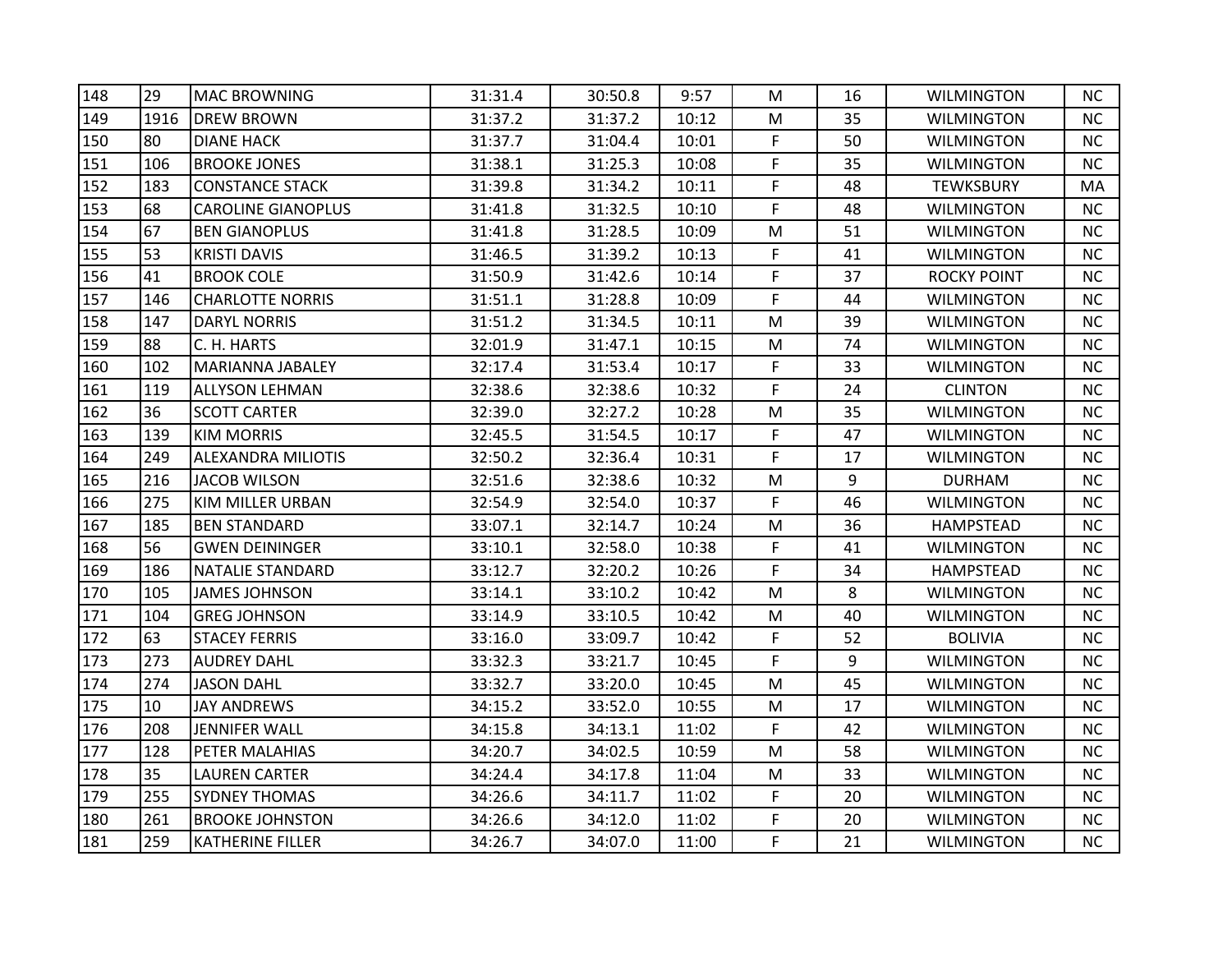| 148 | 29 | MAC BROWNING | 31:31.4 | 30:50.8 | 9:57 | M | 16 | WILMINGTON | NC |
|---|---|---|---|---|---|---|---|---|---|
| 149 | 1916 | DREW BROWN | 31:37.2 | 31:37.2 | 10:12 | M | 35 | WILMINGTON | NC |
| 150 | 80 | DIANE HACK | 31:37.7 | 31:04.4 | 10:01 | F | 50 | WILMINGTON | NC |
| 151 | 106 | BROOKE JONES | 31:38.1 | 31:25.3 | 10:08 | F | 35 | WILMINGTON | NC |
| 152 | 183 | CONSTANCE STACK | 31:39.8 | 31:34.2 | 10:11 | F | 48 | TEWKSBURY | MA |
| 153 | 68 | CAROLINE GIANOPLUS | 31:41.8 | 31:32.5 | 10:10 | F | 48 | WILMINGTON | NC |
| 154 | 67 | BEN GIANOPLUS | 31:41.8 | 31:28.5 | 10:09 | M | 51 | WILMINGTON | NC |
| 155 | 53 | KRISTI DAVIS | 31:46.5 | 31:39.2 | 10:13 | F | 41 | WILMINGTON | NC |
| 156 | 41 | BROOK COLE | 31:50.9 | 31:42.6 | 10:14 | F | 37 | ROCKY POINT | NC |
| 157 | 146 | CHARLOTTE NORRIS | 31:51.1 | 31:28.8 | 10:09 | F | 44 | WILMINGTON | NC |
| 158 | 147 | DARYL NORRIS | 31:51.2 | 31:34.5 | 10:11 | M | 39 | WILMINGTON | NC |
| 159 | 88 | C. H. HARTS | 32:01.9 | 31:47.1 | 10:15 | M | 74 | WILMINGTON | NC |
| 160 | 102 | MARIANNA JABALEY | 32:17.4 | 31:53.4 | 10:17 | F | 33 | WILMINGTON | NC |
| 161 | 119 | ALLYSON LEHMAN | 32:38.6 | 32:38.6 | 10:32 | F | 24 | CLINTON | NC |
| 162 | 36 | SCOTT CARTER | 32:39.0 | 32:27.2 | 10:28 | M | 35 | WILMINGTON | NC |
| 163 | 139 | KIM MORRIS | 32:45.5 | 31:54.5 | 10:17 | F | 47 | WILMINGTON | NC |
| 164 | 249 | ALEXANDRA MILIOTIS | 32:50.2 | 32:36.4 | 10:31 | F | 17 | WILMINGTON | NC |
| 165 | 216 | JACOB WILSON | 32:51.6 | 32:38.6 | 10:32 | M | 9 | DURHAM | NC |
| 166 | 275 | KIM MILLER URBAN | 32:54.9 | 32:54.0 | 10:37 | F | 46 | WILMINGTON | NC |
| 167 | 185 | BEN STANDARD | 33:07.1 | 32:14.7 | 10:24 | M | 36 | HAMPSTEAD | NC |
| 168 | 56 | GWEN DEININGER | 33:10.1 | 32:58.0 | 10:38 | F | 41 | WILMINGTON | NC |
| 169 | 186 | NATALIE STANDARD | 33:12.7 | 32:20.2 | 10:26 | F | 34 | HAMPSTEAD | NC |
| 170 | 105 | JAMES JOHNSON | 33:14.1 | 33:10.2 | 10:42 | M | 8 | WILMINGTON | NC |
| 171 | 104 | GREG JOHNSON | 33:14.9 | 33:10.5 | 10:42 | M | 40 | WILMINGTON | NC |
| 172 | 63 | STACEY FERRIS | 33:16.0 | 33:09.7 | 10:42 | F | 52 | BOLIVIA | NC |
| 173 | 273 | AUDREY DAHL | 33:32.3 | 33:21.7 | 10:45 | F | 9 | WILMINGTON | NC |
| 174 | 274 | JASON DAHL | 33:32.7 | 33:20.0 | 10:45 | M | 45 | WILMINGTON | NC |
| 175 | 10 | JAY ANDREWS | 34:15.2 | 33:52.0 | 10:55 | M | 17 | WILMINGTON | NC |
| 176 | 208 | JENNIFER WALL | 34:15.8 | 34:13.1 | 11:02 | F | 42 | WILMINGTON | NC |
| 177 | 128 | PETER MALAHIAS | 34:20.7 | 34:02.5 | 10:59 | M | 58 | WILMINGTON | NC |
| 178 | 35 | LAUREN CARTER | 34:24.4 | 34:17.8 | 11:04 | M | 33 | WILMINGTON | NC |
| 179 | 255 | SYDNEY THOMAS | 34:26.6 | 34:11.7 | 11:02 | F | 20 | WILMINGTON | NC |
| 180 | 261 | BROOKE JOHNSTON | 34:26.6 | 34:12.0 | 11:02 | F | 20 | WILMINGTON | NC |
| 181 | 259 | KATHERINE FILLER | 34:26.7 | 34:07.0 | 11:00 | F | 21 | WILMINGTON | NC |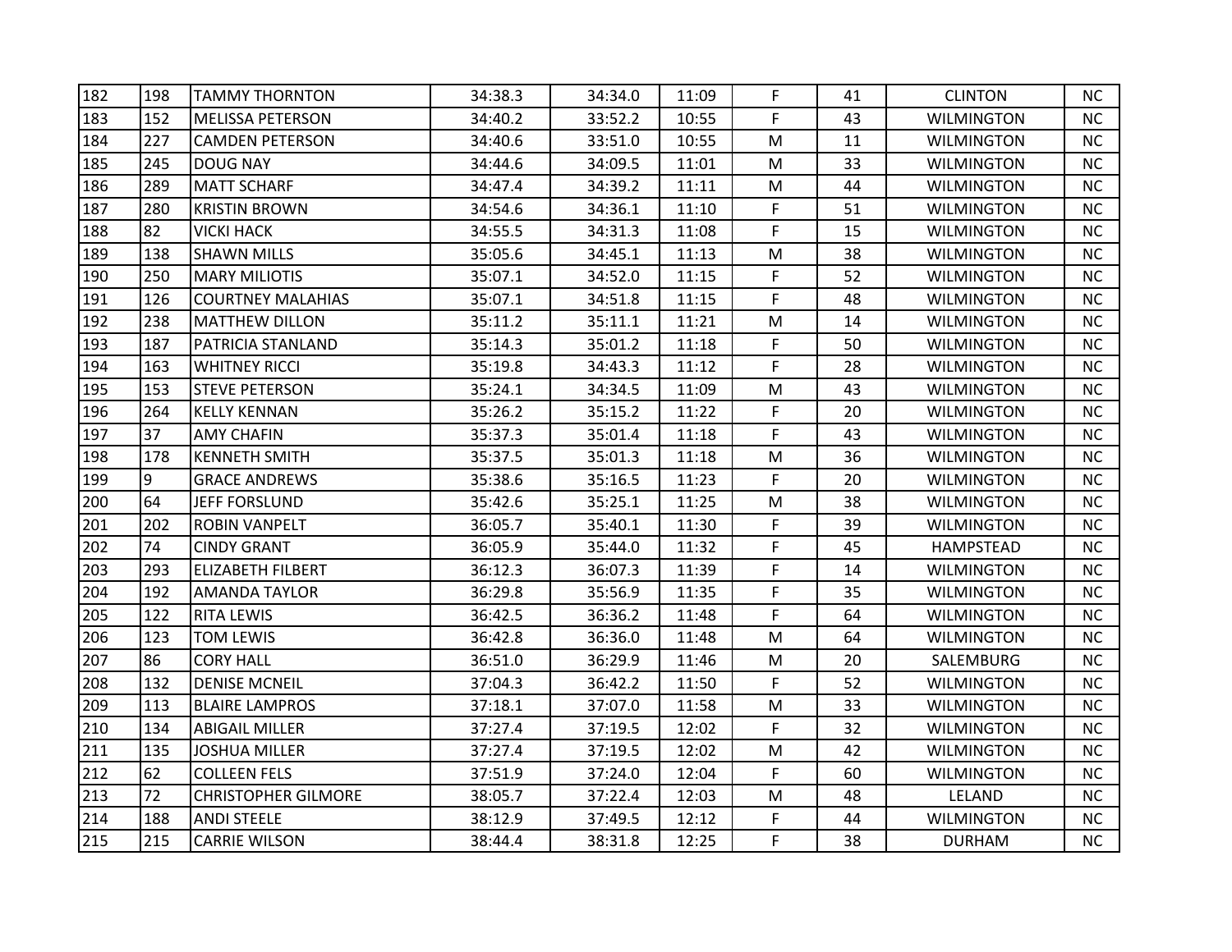| 182 | 198 | TAMMY THORNTON | 34:38.3 | 34:34.0 | 11:09 | F | 41 | CLINTON | NC |
|---|---|---|---|---|---|---|---|---|---|
| 183 | 152 | MELISSA PETERSON | 34:40.2 | 33:52.2 | 10:55 | F | 43 | WILMINGTON | NC |
| 184 | 227 | CAMDEN PETERSON | 34:40.6 | 33:51.0 | 10:55 | M | 11 | WILMINGTON | NC |
| 185 | 245 | DOUG NAY | 34:44.6 | 34:09.5 | 11:01 | M | 33 | WILMINGTON | NC |
| 186 | 289 | MATT SCHARF | 34:47.4 | 34:39.2 | 11:11 | M | 44 | WILMINGTON | NC |
| 187 | 280 | KRISTIN BROWN | 34:54.6 | 34:36.1 | 11:10 | F | 51 | WILMINGTON | NC |
| 188 | 82 | VICKI HACK | 34:55.5 | 34:31.3 | 11:08 | F | 15 | WILMINGTON | NC |
| 189 | 138 | SHAWN MILLS | 35:05.6 | 34:45.1 | 11:13 | M | 38 | WILMINGTON | NC |
| 190 | 250 | MARY MILIOTIS | 35:07.1 | 34:52.0 | 11:15 | F | 52 | WILMINGTON | NC |
| 191 | 126 | COURTNEY MALAHIAS | 35:07.1 | 34:51.8 | 11:15 | F | 48 | WILMINGTON | NC |
| 192 | 238 | MATTHEW DILLON | 35:11.2 | 35:11.1 | 11:21 | M | 14 | WILMINGTON | NC |
| 193 | 187 | PATRICIA STANLAND | 35:14.3 | 35:01.2 | 11:18 | F | 50 | WILMINGTON | NC |
| 194 | 163 | WHITNEY RICCI | 35:19.8 | 34:43.3 | 11:12 | F | 28 | WILMINGTON | NC |
| 195 | 153 | STEVE PETERSON | 35:24.1 | 34:34.5 | 11:09 | M | 43 | WILMINGTON | NC |
| 196 | 264 | KELLY KENNAN | 35:26.2 | 35:15.2 | 11:22 | F | 20 | WILMINGTON | NC |
| 197 | 37 | AMY CHAFIN | 35:37.3 | 35:01.4 | 11:18 | F | 43 | WILMINGTON | NC |
| 198 | 178 | KENNETH SMITH | 35:37.5 | 35:01.3 | 11:18 | M | 36 | WILMINGTON | NC |
| 199 | 9 | GRACE ANDREWS | 35:38.6 | 35:16.5 | 11:23 | F | 20 | WILMINGTON | NC |
| 200 | 64 | JEFF FORSLUND | 35:42.6 | 35:25.1 | 11:25 | M | 38 | WILMINGTON | NC |
| 201 | 202 | ROBIN VANPELT | 36:05.7 | 35:40.1 | 11:30 | F | 39 | WILMINGTON | NC |
| 202 | 74 | CINDY GRANT | 36:05.9 | 35:44.0 | 11:32 | F | 45 | HAMPSTEAD | NC |
| 203 | 293 | ELIZABETH FILBERT | 36:12.3 | 36:07.3 | 11:39 | F | 14 | WILMINGTON | NC |
| 204 | 192 | AMANDA TAYLOR | 36:29.8 | 35:56.9 | 11:35 | F | 35 | WILMINGTON | NC |
| 205 | 122 | RITA LEWIS | 36:42.5 | 36:36.2 | 11:48 | F | 64 | WILMINGTON | NC |
| 206 | 123 | TOM LEWIS | 36:42.8 | 36:36.0 | 11:48 | M | 64 | WILMINGTON | NC |
| 207 | 86 | CORY HALL | 36:51.0 | 36:29.9 | 11:46 | M | 20 | SALEMBURG | NC |
| 208 | 132 | DENISE MCNEIL | 37:04.3 | 36:42.2 | 11:50 | F | 52 | WILMINGTON | NC |
| 209 | 113 | BLAIRE LAMPROS | 37:18.1 | 37:07.0 | 11:58 | M | 33 | WILMINGTON | NC |
| 210 | 134 | ABIGAIL MILLER | 37:27.4 | 37:19.5 | 12:02 | F | 32 | WILMINGTON | NC |
| 211 | 135 | JOSHUA MILLER | 37:27.4 | 37:19.5 | 12:02 | M | 42 | WILMINGTON | NC |
| 212 | 62 | COLLEEN FELS | 37:51.9 | 37:24.0 | 12:04 | F | 60 | WILMINGTON | NC |
| 213 | 72 | CHRISTOPHER GILMORE | 38:05.7 | 37:22.4 | 12:03 | M | 48 | LELAND | NC |
| 214 | 188 | ANDI STEELE | 38:12.9 | 37:49.5 | 12:12 | F | 44 | WILMINGTON | NC |
| 215 | 215 | CARRIE WILSON | 38:44.4 | 38:31.8 | 12:25 | F | 38 | DURHAM | NC |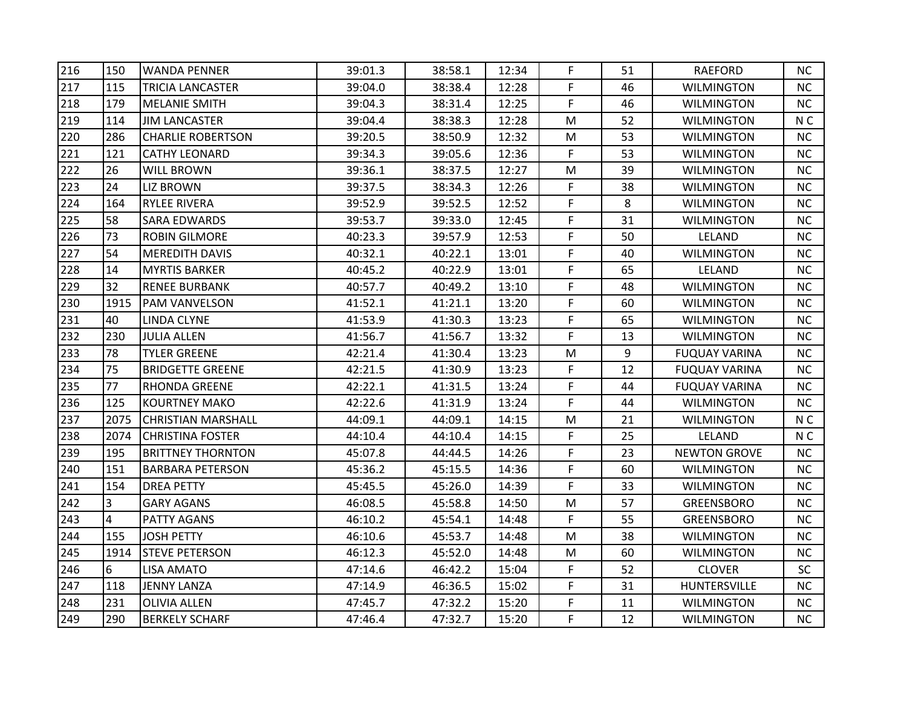| | | | | | | | | | |
|---|---|---|---|---|---|---|---|---|---|
| 216 | 150 | WANDA PENNER | 39:01.3 | 38:58.1 | 12:34 | F | 51 | RAEFORD | NC |
| 217 | 115 | TRICIA LANCASTER | 39:04.0 | 38:38.4 | 12:28 | F | 46 | WILMINGTON | NC |
| 218 | 179 | MELANIE SMITH | 39:04.3 | 38:31.4 | 12:25 | F | 46 | WILMINGTON | NC |
| 219 | 114 | JIM LANCASTER | 39:04.4 | 38:38.3 | 12:28 | M | 52 | WILMINGTON | N C |
| 220 | 286 | CHARLIE ROBERTSON | 39:20.5 | 38:50.9 | 12:32 | M | 53 | WILMINGTON | NC |
| 221 | 121 | CATHY LEONARD | 39:34.3 | 39:05.6 | 12:36 | F | 53 | WILMINGTON | NC |
| 222 | 26 | WILL BROWN | 39:36.1 | 38:37.5 | 12:27 | M | 39 | WILMINGTON | NC |
| 223 | 24 | LIZ BROWN | 39:37.5 | 38:34.3 | 12:26 | F | 38 | WILMINGTON | NC |
| 224 | 164 | RYLEE RIVERA | 39:52.9 | 39:52.5 | 12:52 | F | 8 | WILMINGTON | NC |
| 225 | 58 | SARA EDWARDS | 39:53.7 | 39:33.0 | 12:45 | F | 31 | WILMINGTON | NC |
| 226 | 73 | ROBIN GILMORE | 40:23.3 | 39:57.9 | 12:53 | F | 50 | LELAND | NC |
| 227 | 54 | MEREDITH DAVIS | 40:32.1 | 40:22.1 | 13:01 | F | 40 | WILMINGTON | NC |
| 228 | 14 | MYRTIS BARKER | 40:45.2 | 40:22.9 | 13:01 | F | 65 | LELAND | NC |
| 229 | 32 | RENEE BURBANK | 40:57.7 | 40:49.2 | 13:10 | F | 48 | WILMINGTON | NC |
| 230 | 1915 | PAM VANVELSON | 41:52.1 | 41:21.1 | 13:20 | F | 60 | WILMINGTON | NC |
| 231 | 40 | LINDA CLYNE | 41:53.9 | 41:30.3 | 13:23 | F | 65 | WILMINGTON | NC |
| 232 | 230 | JULIA ALLEN | 41:56.7 | 41:56.7 | 13:32 | F | 13 | WILMINGTON | NC |
| 233 | 78 | TYLER GREENE | 42:21.4 | 41:30.4 | 13:23 | M | 9 | FUQUAY VARINA | NC |
| 234 | 75 | BRIDGETTE GREENE | 42:21.5 | 41:30.9 | 13:23 | F | 12 | FUQUAY VARINA | NC |
| 235 | 77 | RHONDA GREENE | 42:22.1 | 41:31.5 | 13:24 | F | 44 | FUQUAY VARINA | NC |
| 236 | 125 | KOURTNEY MAKO | 42:22.6 | 41:31.9 | 13:24 | F | 44 | WILMINGTON | NC |
| 237 | 2075 | CHRISTIAN MARSHALL | 44:09.1 | 44:09.1 | 14:15 | M | 21 | WILMINGTON | N C |
| 238 | 2074 | CHRISTINA FOSTER | 44:10.4 | 44:10.4 | 14:15 | F | 25 | LELAND | N C |
| 239 | 195 | BRITTNEY THORNTON | 45:07.8 | 44:44.5 | 14:26 | F | 23 | NEWTON GROVE | NC |
| 240 | 151 | BARBARA PETERSON | 45:36.2 | 45:15.5 | 14:36 | F | 60 | WILMINGTON | NC |
| 241 | 154 | DREA PETTY | 45:45.5 | 45:26.0 | 14:39 | F | 33 | WILMINGTON | NC |
| 242 | 3 | GARY AGANS | 46:08.5 | 45:58.8 | 14:50 | M | 57 | GREENSBORO | NC |
| 243 | 4 | PATTY AGANS | 46:10.2 | 45:54.1 | 14:48 | F | 55 | GREENSBORO | NC |
| 244 | 155 | JOSH PETTY | 46:10.6 | 45:53.7 | 14:48 | M | 38 | WILMINGTON | NC |
| 245 | 1914 | STEVE PETERSON | 46:12.3 | 45:52.0 | 14:48 | M | 60 | WILMINGTON | NC |
| 246 | 6 | LISA AMATO | 47:14.6 | 46:42.2 | 15:04 | F | 52 | CLOVER | SC |
| 247 | 118 | JENNY LANZA | 47:14.9 | 46:36.5 | 15:02 | F | 31 | HUNTERSVILLE | NC |
| 248 | 231 | OLIVIA ALLEN | 47:45.7 | 47:32.2 | 15:20 | F | 11 | WILMINGTON | NC |
| 249 | 290 | BERKELY SCHARF | 47:46.4 | 47:32.7 | 15:20 | F | 12 | WILMINGTON | NC |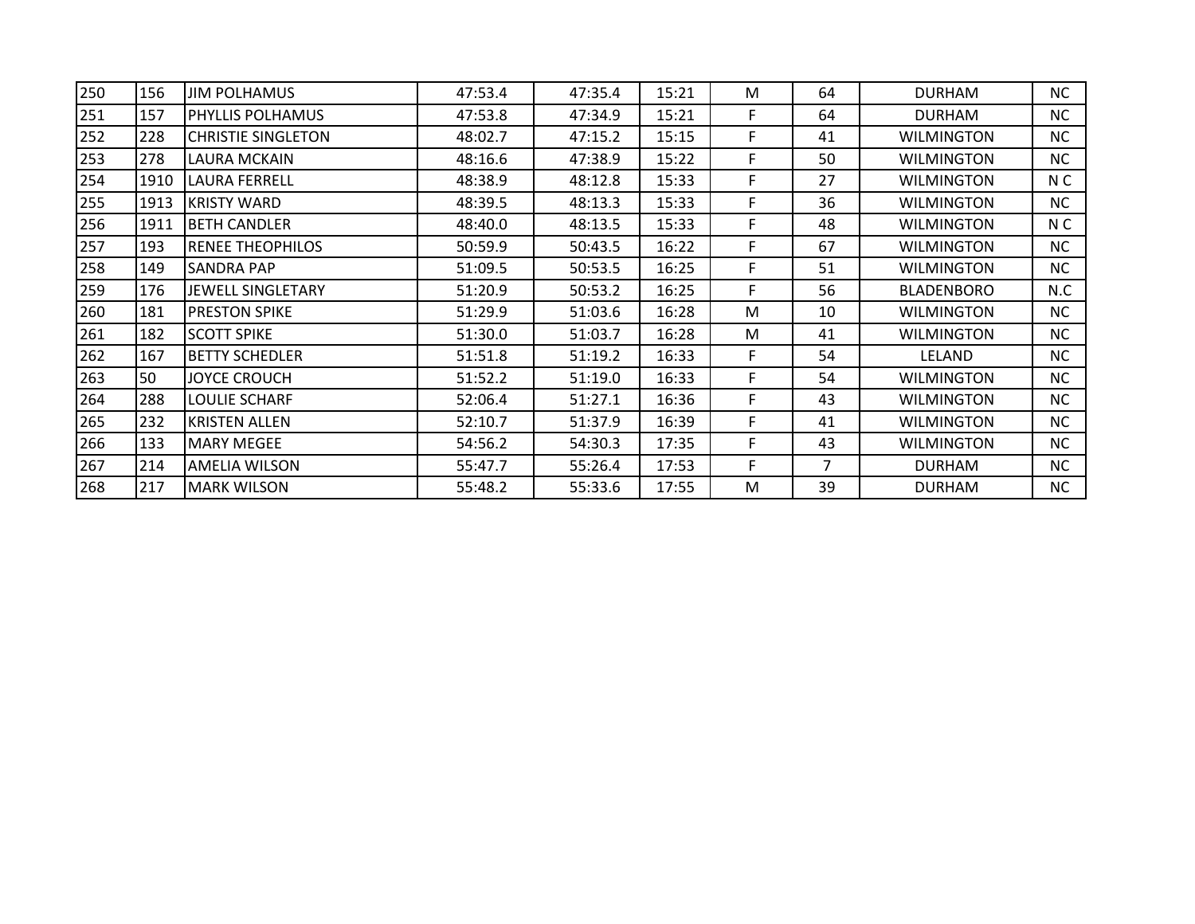| | | | | | | | | | |
|---|---|---|---|---|---|---|---|---|---|
| 250 | 156 | JIM POLHAMUS | 47:53.4 | 47:35.4 | 15:21 | M | 64 | DURHAM | NC |
| 251 | 157 | PHYLLIS POLHAMUS | 47:53.8 | 47:34.9 | 15:21 | F | 64 | DURHAM | NC |
| 252 | 228 | CHRISTIE SINGLETON | 48:02.7 | 47:15.2 | 15:15 | F | 41 | WILMINGTON | NC |
| 253 | 278 | LAURA MCKAIN | 48:16.6 | 47:38.9 | 15:22 | F | 50 | WILMINGTON | NC |
| 254 | 1910 | LAURA FERRELL | 48:38.9 | 48:12.8 | 15:33 | F | 27 | WILMINGTON | N C |
| 255 | 1913 | KRISTY WARD | 48:39.5 | 48:13.3 | 15:33 | F | 36 | WILMINGTON | NC |
| 256 | 1911 | BETH CANDLER | 48:40.0 | 48:13.5 | 15:33 | F | 48 | WILMINGTON | N C |
| 257 | 193 | RENEE THEOPHILOS | 50:59.9 | 50:43.5 | 16:22 | F | 67 | WILMINGTON | NC |
| 258 | 149 | SANDRA PAP | 51:09.5 | 50:53.5 | 16:25 | F | 51 | WILMINGTON | NC |
| 259 | 176 | JEWELL SINGLETARY | 51:20.9 | 50:53.2 | 16:25 | F | 56 | BLADENBORO | N.C |
| 260 | 181 | PRESTON SPIKE | 51:29.9 | 51:03.6 | 16:28 | M | 10 | WILMINGTON | NC |
| 261 | 182 | SCOTT SPIKE | 51:30.0 | 51:03.7 | 16:28 | M | 41 | WILMINGTON | NC |
| 262 | 167 | BETTY SCHEDLER | 51:51.8 | 51:19.2 | 16:33 | F | 54 | LELAND | NC |
| 263 | 50 | JOYCE CROUCH | 51:52.2 | 51:19.0 | 16:33 | F | 54 | WILMINGTON | NC |
| 264 | 288 | LOULIE SCHARF | 52:06.4 | 51:27.1 | 16:36 | F | 43 | WILMINGTON | NC |
| 265 | 232 | KRISTEN ALLEN | 52:10.7 | 51:37.9 | 16:39 | F | 41 | WILMINGTON | NC |
| 266 | 133 | MARY MEGEE | 54:56.2 | 54:30.3 | 17:35 | F | 43 | WILMINGTON | NC |
| 267 | 214 | AMELIA WILSON | 55:47.7 | 55:26.4 | 17:53 | F | 7 | DURHAM | NC |
| 268 | 217 | MARK WILSON | 55:48.2 | 55:33.6 | 17:55 | M | 39 | DURHAM | NC |